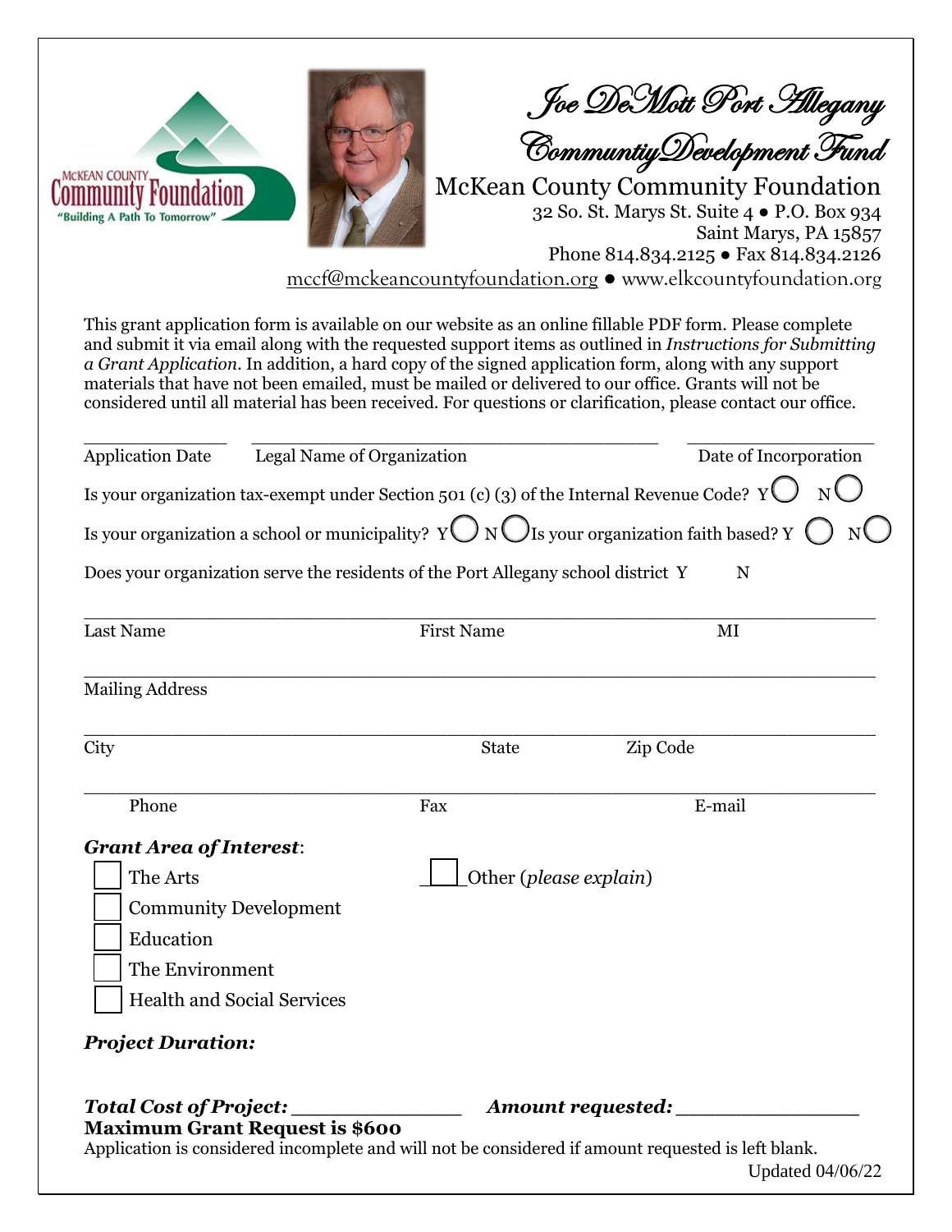# Joe DeMott Port Allegany Communtiy Development Fund

## McKean County Community Foundation

32 So. St. Marys St. Suite 4 ● P.O. Box 934
Saint Marys, PA 15857
Phone 814.834.2125 ● Fax 814.834.2126
mccf@mckeancountyfoundation.org ● www.elkcountyfoundation.org

This grant application form is available on our website as an online fillable PDF form. Please complete and submit it via email along with the requested support items as outlined in *Instructions for Submitting a Grant Application*. In addition, a hard copy of the signed application form, along with any support materials that have not been emailed, must be mailed or delivered to our office. Grants will not be considered until all material has been received. For questions or clarification, please contact our office.

Application Date ______ Legal Name of Organization ______ Date of Incorporation ______

Is your organization tax-exempt under Section 501 (c) (3) of the Internal Revenue Code? Y ◯ N ◯

Is your organization a school or municipality? Y ◯ N ◯ Is your organization faith based? Y ◯ N ◯

Does your organization serve the residents of the Port Allegany school district Y N

Last Name ______ First Name ______ MI ______

Mailing Address ______

City ______ State ______ Zip Code ______

Phone ______ Fax ______ E-mail ______

***Grant Area of Interest***:

- ☐ The Arts
- ☐ Community Development
- ☐ Education
- ☐ The Environment
- ☐ Health and Social Services
- ☐ Other (*please explain*)

***Project Duration:***

***Total Cost of Project:*** ______ ***Amount requested:*** ______

**Maximum Grant Request is $600**

Application is considered incomplete and will not be considered if amount requested is left blank.

Updated 04/06/22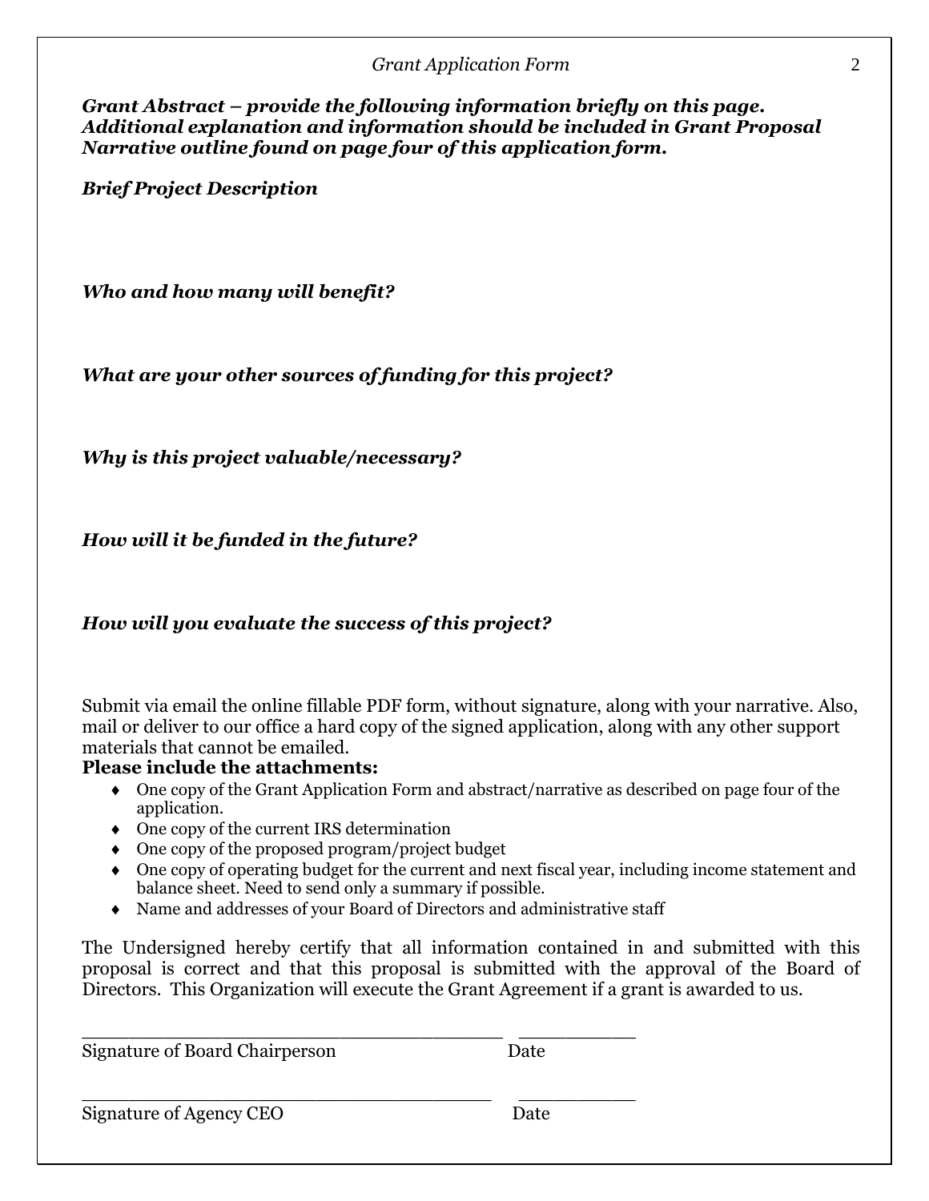***Grant Abstract – provide the following information briefly on this page. Additional explanation and information should be included in Grant Proposal Narrative outline found on page four of this application form.***

***Brief Project Description***

***Who and how many will benefit?***

***What are your other sources of funding for this project?***

***Why is this project valuable/necessary?***

***How will it be funded in the future?***

***How will you evaluate the success of this project?***

Submit via email the online fillable PDF form, without signature, along with your narrative. Also, mail or deliver to our office a hard copy of the signed application, along with any other support materials that cannot be emailed.

**Please include the attachments:**

- One copy of the Grant Application Form and abstract/narrative as described on page four of the application.
- One copy of the current IRS determination
- One copy of the proposed program/project budget
- One copy of operating budget for the current and next fiscal year, including income statement and balance sheet. Need to send only a summary if possible.
- Name and addresses of your Board of Directors and administrative staff

The Undersigned hereby certify that all information contained in and submitted with this proposal is correct and that this proposal is submitted with the approval of the Board of Directors. This Organization will execute the Grant Agreement if a grant is awarded to us.

_______________________________________ ___________
Signature of Board Chairperson Date

_______________________________________ ___________
Signature of Agency CEO Date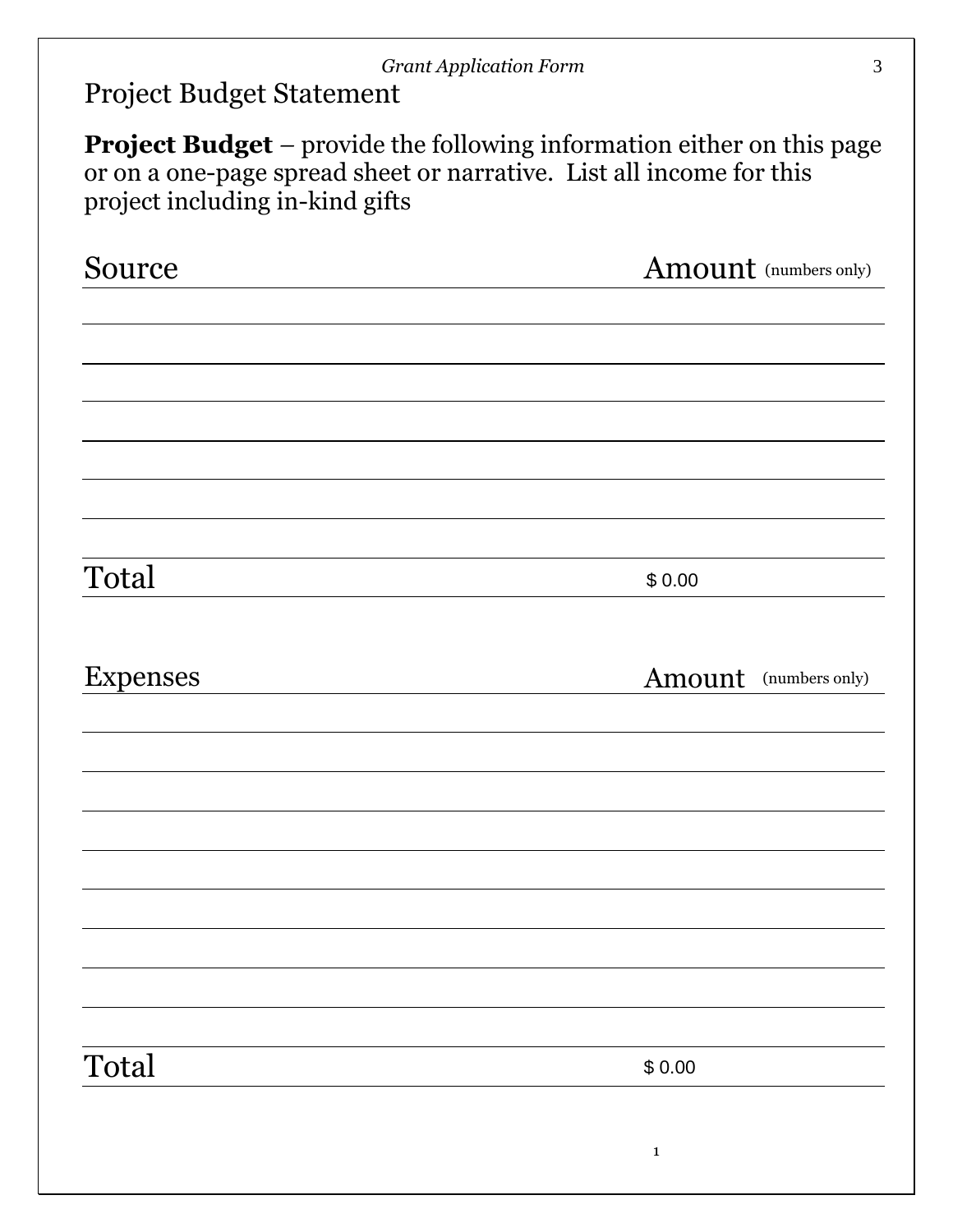# Project Budget Statement

**Project Budget** – provide the following information either on this page or on a one-page spread sheet or narrative. List all income for this project including in-kind gifts

| Source | Amount (numbers only) |
|---|---|
| | |
| | |
| | |
| | |
| | |
| | |
| | |
| **Total** | $ 0.00 |

| Expenses | Amount (numbers only) |
|---|---|
| | |
| | |
| | |
| | |
| | |
| | |
| | |
| | |
| | |
| **Total** | $ 0.00 |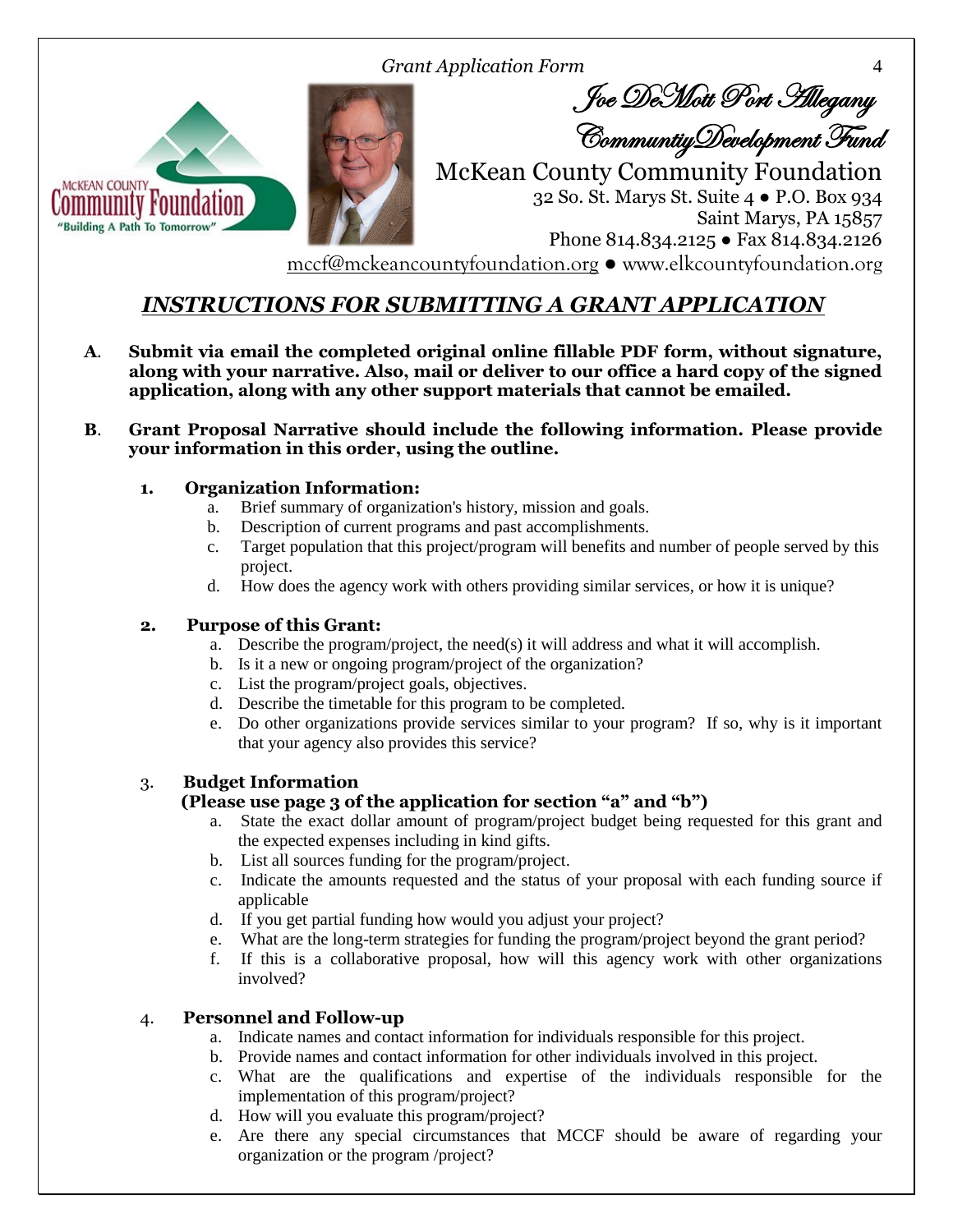Joe DeMott Port Allegany Communtiy Development Fund

McKean County Community Foundation
32 So. St. Marys St. Suite 4 ● P.O. Box 934
Saint Marys, PA 15857
Phone 814.834.2125 ● Fax 814.834.2126
mccf@mckeancountyfoundation.org ● www.elkcountyfoundation.org

## *INSTRUCTIONS FOR SUBMITTING A GRANT APPLICATION*

**A. Submit via email the completed original online fillable PDF form, without signature, along with your narrative. Also, mail or deliver to our office a hard copy of the signed application, along with any other support materials that cannot be emailed.**

**B. Grant Proposal Narrative should include the following information. Please provide your information in this order, using the outline.**

**1. Organization Information:**

a. Brief summary of organization's history, mission and goals.
b. Description of current programs and past accomplishments.
c. Target population that this project/program will benefits and number of people served by this project.
d. How does the agency work with others providing similar services, or how it is unique?

**2. Purpose of this Grant:**

a. Describe the program/project, the need(s) it will address and what it will accomplish.
b. Is it a new or ongoing program/project of the organization?
c. List the program/project goals, objectives.
d. Describe the timetable for this program to be completed.
e. Do other organizations provide services similar to your program? If so, why is it important that your agency also provides this service?

**3. Budget Information**
**(Please use page 3 of the application for section "a" and "b")**

a. State the exact dollar amount of program/project budget being requested for this grant and the expected expenses including in kind gifts.
b. List all sources funding for the program/project.
c. Indicate the amounts requested and the status of your proposal with each funding source if applicable
d. If you get partial funding how would you adjust your project?
e. What are the long-term strategies for funding the program/project beyond the grant period?
f. If this is a collaborative proposal, how will this agency work with other organizations involved?

**4. Personnel and Follow-up**

a. Indicate names and contact information for individuals responsible for this project.
b. Provide names and contact information for other individuals involved in this project.
c. What are the qualifications and expertise of the individuals responsible for the implementation of this program/project?
d. How will you evaluate this program/project?
e. Are there any special circumstances that MCCF should be aware of regarding your organization or the program /project?